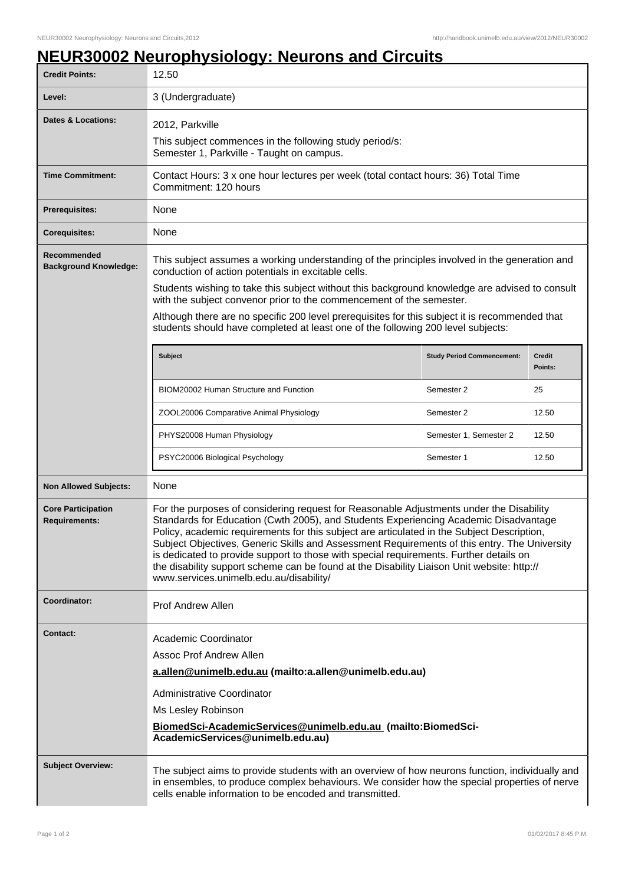# NEUR30002 Neurophysiology: Neurons and Circuits

| | |
|---|---|
| **Credit Points:** | 12.50 |
| **Level:** | 3 (Undergraduate) |
| **Dates & Locations:** | 2012, Parkville<br>This subject commences in the following study period/s:<br>Semester 1, Parkville - Taught on campus. |
| **Time Commitment:** | Contact Hours: 3 x one hour lectures per week (total contact hours: 36) Total Time Commitment: 120 hours |
| **Prerequisites:** | None |
| **Corequisites:** | None |
| **Recommended Background Knowledge:** | This subject assumes a working understanding of the principles involved in the generation and conduction of action potentials in excitable cells.<br>Students wishing to take this subject without this background knowledge are advised to consult with the subject convenor prior to the commencement of the semester.<br>Although there are no specific 200 level prerequisites for this subject it is recommended that students should have completed at least one of the following 200 level subjects: |

| Subject | Study Period Commencement: | Credit Points: |
|---|---|---|
| BIOM20002 Human Structure and Function | Semester 2 | 25 |
| ZOOL20006 Comparative Animal Physiology | Semester 2 | 12.50 |
| PHYS20008 Human Physiology | Semester 1, Semester 2 | 12.50 |
| PSYC20006 Biological Psychology | Semester 1 | 12.50 |

| | |
|---|---|
| **Non Allowed Subjects:** | None |
| **Core Participation Requirements:** | For the purposes of considering request for Reasonable Adjustments under the Disability Standards for Education (Cwth 2005), and Students Experiencing Academic Disadvantage Policy, academic requirements for this subject are articulated in the Subject Description, Subject Objectives, Generic Skills and Assessment Requirements of this entry. The University is dedicated to provide support to those with special requirements. Further details on the disability support scheme can be found at the Disability Liaison Unit website: http://www.services.unimelb.edu.au/disability/ |
| **Coordinator:** | Prof Andrew Allen |
| **Contact:** | Academic Coordinator<br>Assoc Prof Andrew Allen<br>**a.allen@unimelb.edu.au (mailto:a.allen@unimelb.edu.au)**<br>Administrative Coordinator<br>Ms Lesley Robinson<br>**BiomedSci-AcademicServices@unimelb.edu.au (mailto:BiomedSci-AcademicServices@unimelb.edu.au)** |
| **Subject Overview:** | The subject aims to provide students with an overview of how neurons function, individually and in ensembles, to produce complex behaviours. We consider how the special properties of nerve cells enable information to be encoded and transmitted. |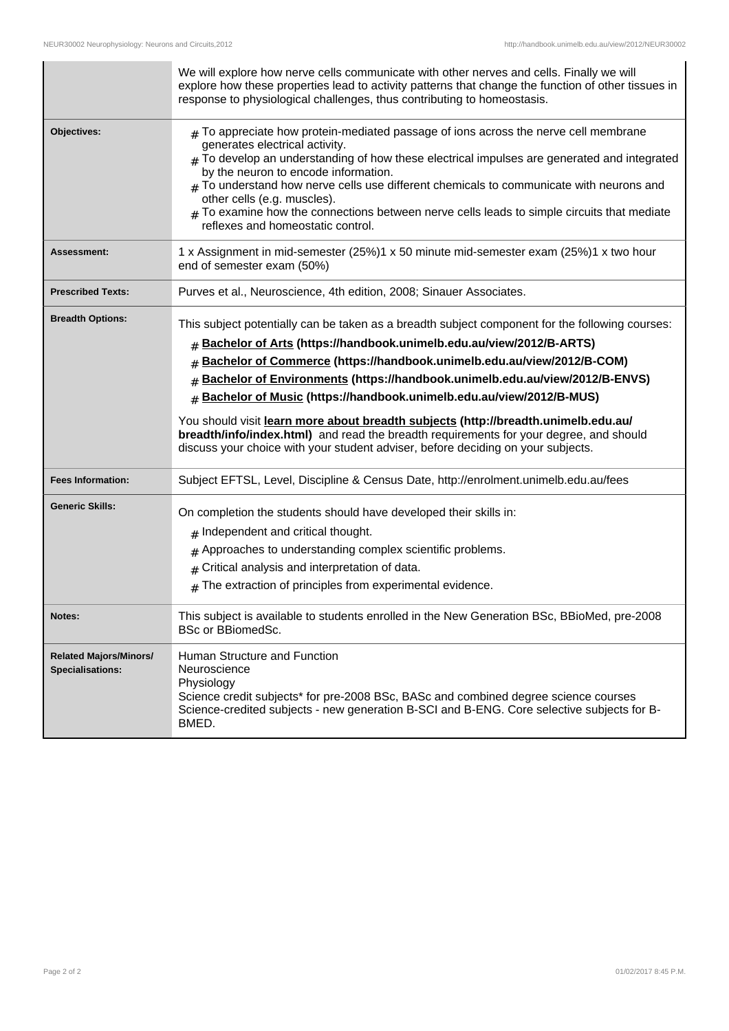| | |
|---|---|
| | We will explore how nerve cells communicate with other nerves and cells. Finally we will explore how these properties lead to activity patterns that change the function of other tissues in response to physiological challenges, thus contributing to homeostasis. |
| **Objectives:** | # To appreciate how protein-mediated passage of ions across the nerve cell membrane generates electrical activity.<br># To develop an understanding of how these electrical impulses are generated and integrated by the neuron to encode information.<br># To understand how nerve cells use different chemicals to communicate with neurons and other cells (e.g. muscles).<br># To examine how the connections between nerve cells leads to simple circuits that mediate reflexes and homeostatic control. |
| **Assessment:** | 1 x Assignment in mid-semester (25%)1 x 50 minute mid-semester exam (25%)1 x two hour end of semester exam (50%) |
| **Prescribed Texts:** | Purves et al., Neuroscience, 4th edition, 2008; Sinauer Associates. |
| **Breadth Options:** | This subject potentially can be taken as a breadth subject component for the following courses:<br># **Bachelor of Arts (https://handbook.unimelb.edu.au/view/2012/B-ARTS)**<br># **Bachelor of Commerce (https://handbook.unimelb.edu.au/view/2012/B-COM)**<br># **Bachelor of Environments (https://handbook.unimelb.edu.au/view/2012/B-ENVS)**<br># **Bachelor of Music (https://handbook.unimelb.edu.au/view/2012/B-MUS)**<br>You should visit **learn more about breadth subjects (http://breadth.unimelb.edu.au/breadth/info/index.html)** and read the breadth requirements for your degree, and should discuss your choice with your student adviser, before deciding on your subjects. |
| **Fees Information:** | Subject EFTSL, Level, Discipline & Census Date, http://enrolment.unimelb.edu.au/fees |
| **Generic Skills:** | On completion the students should have developed their skills in:<br># Independent and critical thought.<br># Approaches to understanding complex scientific problems.<br># Critical analysis and interpretation of data.<br># The extraction of principles from experimental evidence. |
| **Notes:** | This subject is available to students enrolled in the New Generation BSc, BBioMed, pre-2008 BSc or BBiomedSc. |
| **Related Majors/Minors/ Specialisations:** | Human Structure and Function<br>Neuroscience<br>Physiology<br>Science credit subjects* for pre-2008 BSc, BASc and combined degree science courses<br>Science-credited subjects - new generation B-SCI and B-ENG. Core selective subjects for B-BMED. |